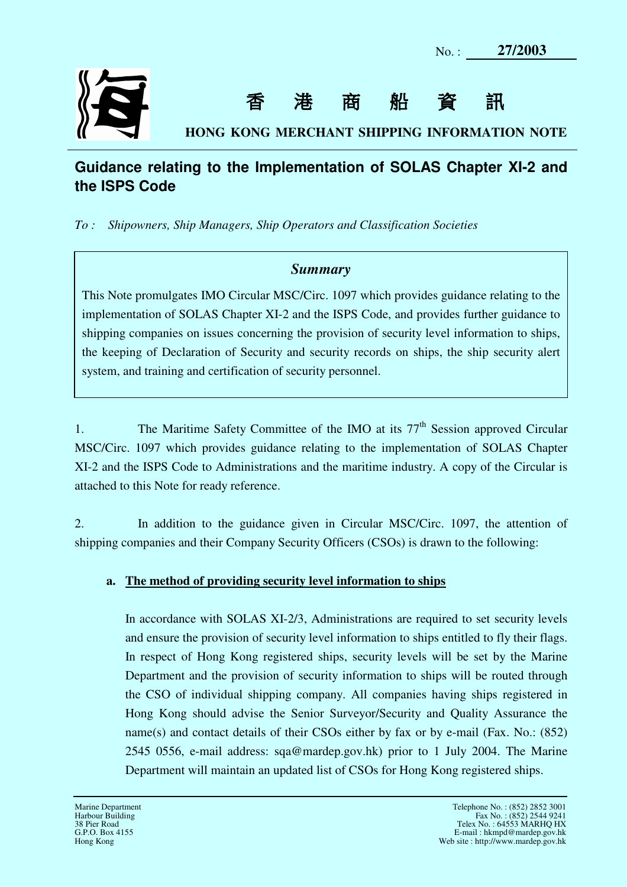No. : **27/2003**

# 香 港 商 船 資 訊

**HONG KONG MERCHANT SHIPPING INFORMATION NOTE**

## Guidance relating to the Implementation of SOLAS Chapter XI-2 and the ISPS Code

*To : Shipowners, Ship Managers, Ship Operators and Classification Societies*

> ***Summary***
>
> This Note promulgates IMO Circular MSC/Circ. 1097 which provides guidance relating to the implementation of SOLAS Chapter XI-2 and the ISPS Code, and provides further guidance to shipping companies on issues concerning the provision of security level information to ships, the keeping of Declaration of Security and security records on ships, the ship security alert system, and training and certification of security personnel.

1. The Maritime Safety Committee of the IMO at its 77th Session approved Circular MSC/Circ. 1097 which provides guidance relating to the implementation of SOLAS Chapter XI-2 and the ISPS Code to Administrations and the maritime industry. A copy of the Circular is attached to this Note for ready reference.

2. In addition to the guidance given in Circular MSC/Circ. 1097, the attention of shipping companies and their Company Security Officers (CSOs) is drawn to the following:

   **a. The method of providing security level information to ships**

   In accordance with SOLAS XI-2/3, Administrations are required to set security levels and ensure the provision of security level information to ships entitled to fly their flags. In respect of Hong Kong registered ships, security levels will be set by the Marine Department and the provision of security information to ships will be routed through the CSO of individual shipping company. All companies having ships registered in Hong Kong should advise the Senior Surveyor/Security and Quality Assurance the name(s) and contact details of their CSOs either by fax or by e-mail (Fax. No.: (852) 2545 0556, e-mail address: sqa@mardep.gov.hk) prior to 1 July 2004. The Marine Department will maintain an updated list of CSOs for Hong Kong registered ships.

Marine Department
Harbour Building
38 Pier Road
G.P.O. Box 4155
Hong Kong

Telephone No. : (852) 2852 3001
Fax No. : (852) 2544 9241
Telex No. : 64553 MARHQ HX
E-mail : hkmpd@mardep.gov.hk
Web site : http://www.mardep.gov.hk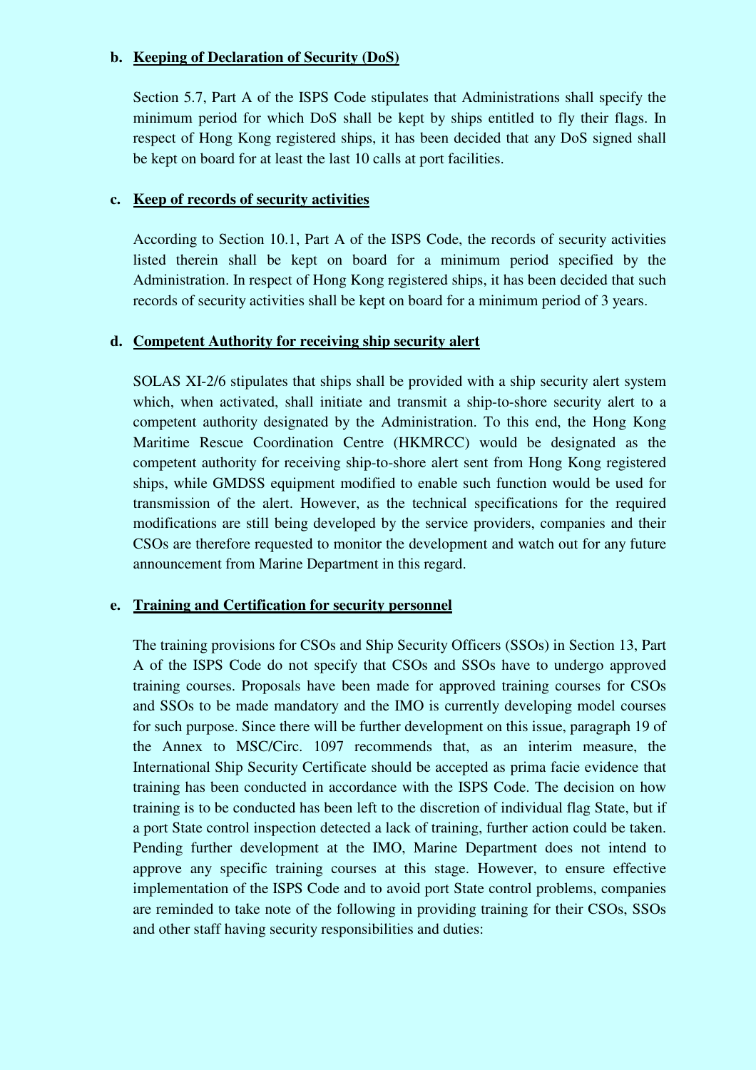**b. <u>Keeping of Declaration of Security (DoS)</u>**

Section 5.7, Part A of the ISPS Code stipulates that Administrations shall specify the minimum period for which DoS shall be kept by ships entitled to fly their flags. In respect of Hong Kong registered ships, it has been decided that any DoS signed shall be kept on board for at least the last 10 calls at port facilities.

**c. <u>Keep of records of security activities</u>**

According to Section 10.1, Part A of the ISPS Code, the records of security activities listed therein shall be kept on board for a minimum period specified by the Administration. In respect of Hong Kong registered ships, it has been decided that such records of security activities shall be kept on board for a minimum period of 3 years.

**d. <u>Competent Authority for receiving ship security alert</u>**

SOLAS XI-2/6 stipulates that ships shall be provided with a ship security alert system which, when activated, shall initiate and transmit a ship-to-shore security alert to a competent authority designated by the Administration. To this end, the Hong Kong Maritime Rescue Coordination Centre (HKMRCC) would be designated as the competent authority for receiving ship-to-shore alert sent from Hong Kong registered ships, while GMDSS equipment modified to enable such function would be used for transmission of the alert. However, as the technical specifications for the required modifications are still being developed by the service providers, companies and their CSOs are therefore requested to monitor the development and watch out for any future announcement from Marine Department in this regard.

**e. <u>Training and Certification for security personnel</u>**

The training provisions for CSOs and Ship Security Officers (SSOs) in Section 13, Part A of the ISPS Code do not specify that CSOs and SSOs have to undergo approved training courses. Proposals have been made for approved training courses for CSOs and SSOs to be made mandatory and the IMO is currently developing model courses for such purpose. Since there will be further development on this issue, paragraph 19 of the Annex to MSC/Circ. 1097 recommends that, as an interim measure, the International Ship Security Certificate should be accepted as prima facie evidence that training has been conducted in accordance with the ISPS Code. The decision on how training is to be conducted has been left to the discretion of individual flag State, but if a port State control inspection detected a lack of training, further action could be taken. Pending further development at the IMO, Marine Department does not intend to approve any specific training courses at this stage. However, to ensure effective implementation of the ISPS Code and to avoid port State control problems, companies are reminded to take note of the following in providing training for their CSOs, SSOs and other staff having security responsibilities and duties: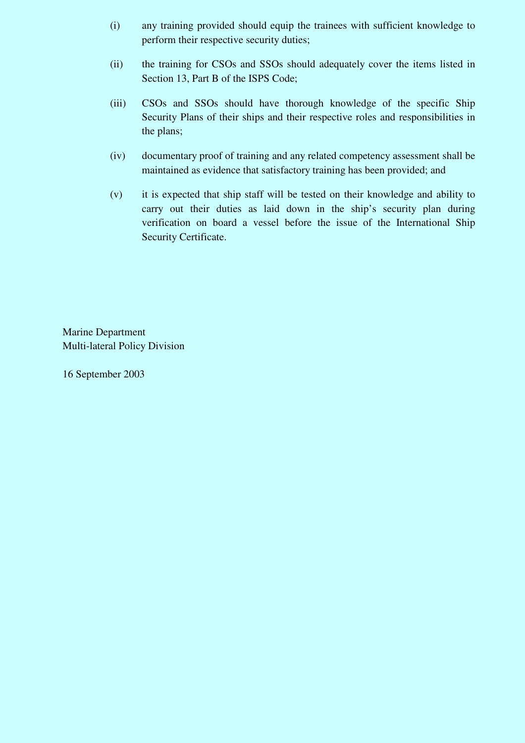(i) any training provided should equip the trainees with sufficient knowledge to perform their respective security duties;

(ii) the training for CSOs and SSOs should adequately cover the items listed in Section 13, Part B of the ISPS Code;

(iii) CSOs and SSOs should have thorough knowledge of the specific Ship Security Plans of their ships and their respective roles and responsibilities in the plans;

(iv) documentary proof of training and any related competency assessment shall be maintained as evidence that satisfactory training has been provided; and

(v) it is expected that ship staff will be tested on their knowledge and ability to carry out their duties as laid down in the ship's security plan during verification on board a vessel before the issue of the International Ship Security Certificate.

Marine Department
Multi-lateral Policy Division

16 September 2003